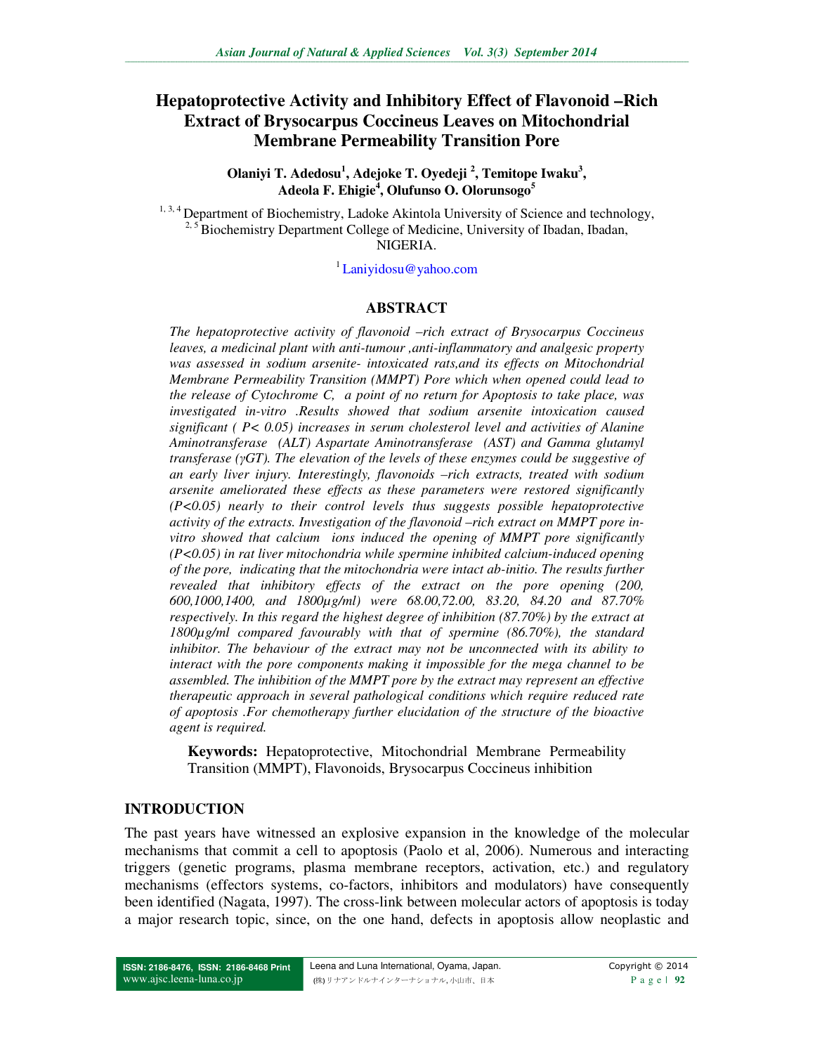# Hepatoprotective Activity and Inhibitory Effect of Flavonoid –Rich Extract of Brysocarpus Coccineus Leaves on Mitochondrial Membrane Permeability Transition Pore

**Olaniyi T. Adedosu[1], Adejoke T. Oyedeji [2], Temitope Iwaku[3], Adeola F. Ehigie[4], Olufunso O. Olorunsogo[5]**

[1, 3, 4] Department of Biochemistry, Ladoke Akintola University of Science and technology,
[2, 5] Biochemistry Department College of Medicine, University of Ibadan, Ibadan, NIGERIA.

[1] Laniyidosu@yahoo.com

## ABSTRACT

*The hepatoprotective activity of flavonoid –rich extract of Brysocarpus Coccineus leaves, a medicinal plant with anti-tumour ,anti-inflammatory and analgesic property was assessed in sodium arsenite- intoxicated rats,and its effects on Mitochondrial Membrane Permeability Transition (MMPT) Pore which when opened could lead to the release of Cytochrome C, a point of no return for Apoptosis to take place, was investigated in-vitro .Results showed that sodium arsenite intoxication caused significant ( P< 0.05) increases in serum cholesterol level and activities of Alanine Aminotransferase (ALT) Aspartate Aminotransferase (AST) and Gamma glutamyl transferase (γGT). The elevation of the levels of these enzymes could be suggestive of an early liver injury. Interestingly, flavonoids –rich extracts, treated with sodium arsenite ameliorated these effects as these parameters were restored significantly (P<0.05) nearly to their control levels thus suggests possible hepatoprotective activity of the extracts. Investigation of the flavonoid –rich extract on MMPT pore in-vitro showed that calcium ions induced the opening of MMPT pore significantly (P<0.05) in rat liver mitochondria while spermine inhibited calcium-induced opening of the pore, indicating that the mitochondria were intact ab-initio. The results further revealed that inhibitory effects of the extract on the pore opening (200, 600,1000,1400, and 1800µg/ml) were 68.00,72.00, 83.20, 84.20 and 87.70% respectively. In this regard the highest degree of inhibition (87.70%) by the extract at 1800µg/ml compared favourably with that of spermine (86.70%), the standard inhibitor. The behaviour of the extract may not be unconnected with its ability to interact with the pore components making it impossible for the mega channel to be assembled. The inhibition of the MMPT pore by the extract may represent an effective therapeutic approach in several pathological conditions which require reduced rate of apoptosis .For chemotherapy further elucidation of the structure of the bioactive agent is required.*

**Keywords:** Hepatoprotective, Mitochondrial Membrane Permeability Transition (MMPT), Flavonoids, Brysocarpus Coccineus inhibition

## INTRODUCTION

The past years have witnessed an explosive expansion in the knowledge of the molecular mechanisms that commit a cell to apoptosis (Paolo et al, 2006). Numerous and interacting triggers (genetic programs, plasma membrane receptors, activation, etc.) and regulatory mechanisms (effectors systems, co-factors, inhibitors and modulators) have consequently been identified (Nagata, 1997). The cross-link between molecular actors of apoptosis is today a major research topic, since, on the one hand, defects in apoptosis allow neoplastic and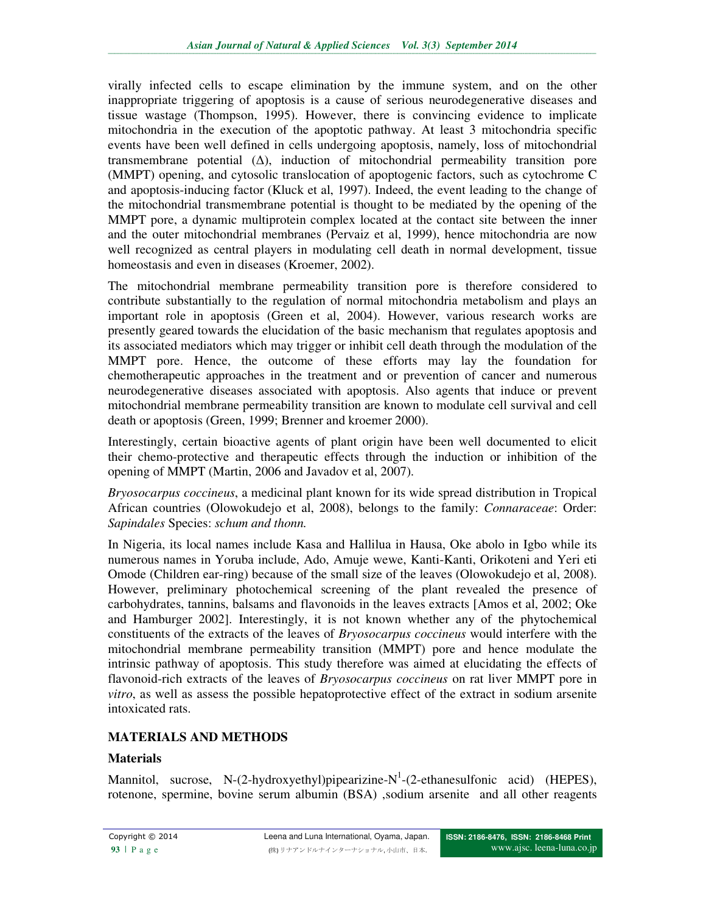virally infected cells to escape elimination by the immune system, and on the other inappropriate triggering of apoptosis is a cause of serious neurodegenerative diseases and tissue wastage (Thompson, 1995). However, there is convincing evidence to implicate mitochondria in the execution of the apoptotic pathway. At least 3 mitochondria specific events have been well defined in cells undergoing apoptosis, namely, loss of mitochondrial transmembrane potential ($\Delta$), induction of mitochondrial permeability transition pore (MMPT) opening, and cytosolic translocation of apoptogenic factors, such as cytochrome C and apoptosis-inducing factor (Kluck et al, 1997). Indeed, the event leading to the change of the mitochondrial transmembrane potential is thought to be mediated by the opening of the MMPT pore, a dynamic multiprotein complex located at the contact site between the inner and the outer mitochondrial membranes (Pervaiz et al, 1999), hence mitochondria are now well recognized as central players in modulating cell death in normal development, tissue homeostasis and even in diseases (Kroemer, 2002).

The mitochondrial membrane permeability transition pore is therefore considered to contribute substantially to the regulation of normal mitochondria metabolism and plays an important role in apoptosis (Green et al, 2004). However, various research works are presently geared towards the elucidation of the basic mechanism that regulates apoptosis and its associated mediators which may trigger or inhibit cell death through the modulation of the MMPT pore. Hence, the outcome of these efforts may lay the foundation for chemotherapeutic approaches in the treatment and or prevention of cancer and numerous neurodegenerative diseases associated with apoptosis. Also agents that induce or prevent mitochondrial membrane permeability transition are known to modulate cell survival and cell death or apoptosis (Green, 1999; Brenner and kroemer 2000).

Interestingly, certain bioactive agents of plant origin have been well documented to elicit their chemo-protective and therapeutic effects through the induction or inhibition of the opening of MMPT (Martin, 2006 and Javadov et al, 2007).

*Bryosocarpus coccineus*, a medicinal plant known for its wide spread distribution in Tropical African countries (Olowokudejo et al, 2008), belongs to the family: *Connaraceae*: Order: *Sapindales* Species: *schum and thonn.*

In Nigeria, its local names include Kasa and Hallilua in Hausa, Oke abolo in Igbo while its numerous names in Yoruba include, Ado, Amuje wewe, Kanti-Kanti, Orikoteni and Yeri eti Omode (Children ear-ring) because of the small size of the leaves (Olowokudejo et al, 2008). However, preliminary photochemical screening of the plant revealed the presence of carbohydrates, tannins, balsams and flavonoids in the leaves extracts [Amos et al, 2002; Oke and Hamburger 2002]. Interestingly, it is not known whether any of the phytochemical constituents of the extracts of the leaves of *Bryosocarpus coccineus* would interfere with the mitochondrial membrane permeability transition (MMPT) pore and hence modulate the intrinsic pathway of apoptosis. This study therefore was aimed at elucidating the effects of flavonoid-rich extracts of the leaves of *Bryosocarpus coccineus* on rat liver MMPT pore in *vitro*, as well as assess the possible hepatoprotective effect of the extract in sodium arsenite intoxicated rats.

## MATERIALS AND METHODS

### Materials

Mannitol, sucrose, N-(2-hydroxyethyl)pipearizine-N[1]-(2-ethanesulfonic acid) (HEPES), rotenone, spermine, bovine serum albumin (BSA) ,sodium arsenite and all other reagents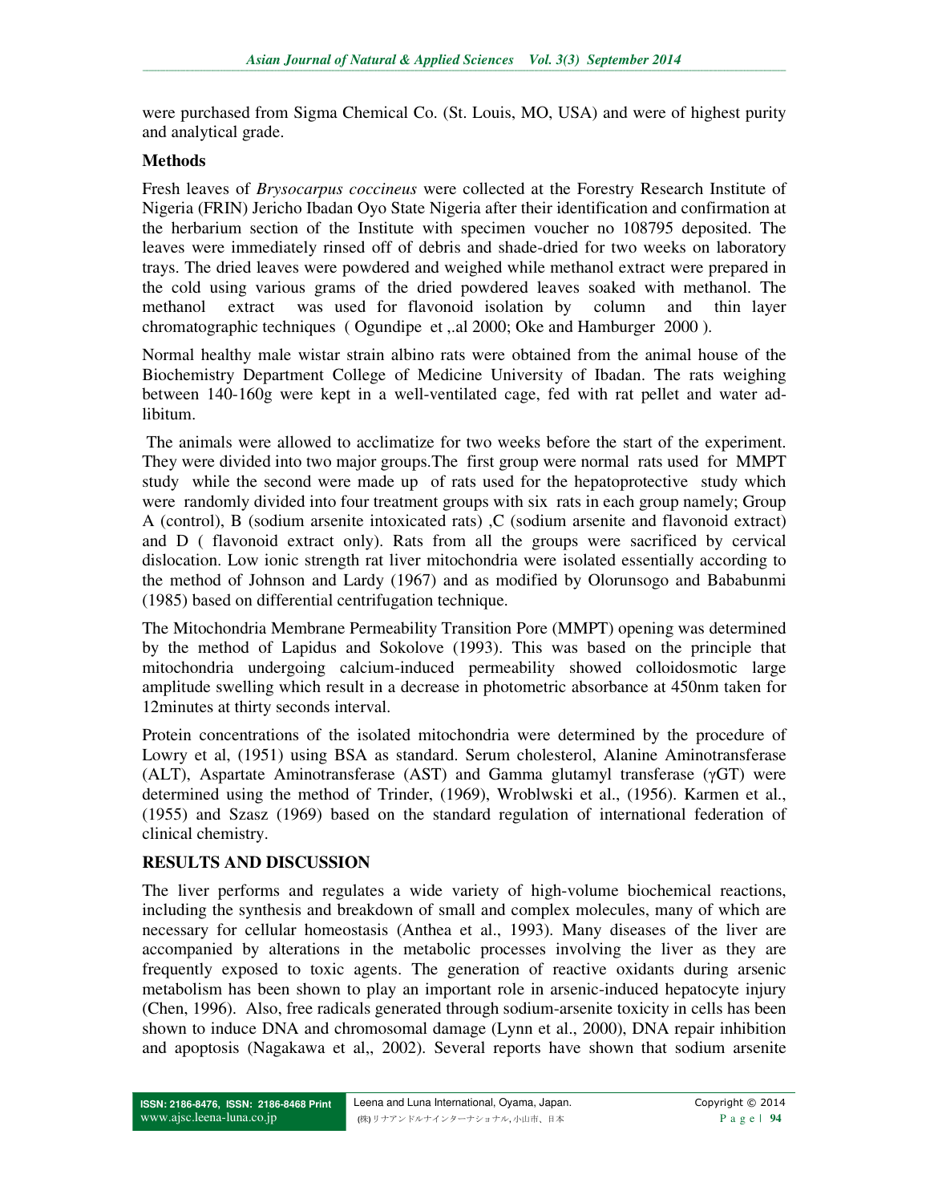were purchased from Sigma Chemical Co. (St. Louis, MO, USA) and were of highest purity and analytical grade.

**Methods**

Fresh leaves of *Brysocarpus coccineus* were collected at the Forestry Research Institute of Nigeria (FRIN) Jericho Ibadan Oyo State Nigeria after their identification and confirmation at the herbarium section of the Institute with specimen voucher no 108795 deposited. The leaves were immediately rinsed off of debris and shade-dried for two weeks on laboratory trays. The dried leaves were powdered and weighed while methanol extract were prepared in the cold using various grams of the dried powdered leaves soaked with methanol. The methanol extract was used for flavonoid isolation by column and thin layer chromatographic techniques ( Ogundipe et ,.al 2000; Oke and Hamburger 2000 ).

Normal healthy male wistar strain albino rats were obtained from the animal house of the Biochemistry Department College of Medicine University of Ibadan. The rats weighing between 140-160g were kept in a well-ventilated cage, fed with rat pellet and water ad-libitum.

The animals were allowed to acclimatize for two weeks before the start of the experiment. They were divided into two major groups.The first group were normal rats used for MMPT study while the second were made up of rats used for the hepatoprotective study which were randomly divided into four treatment groups with six rats in each group namely; Group A (control), B (sodium arsenite intoxicated rats) ,C (sodium arsenite and flavonoid extract) and D ( flavonoid extract only). Rats from all the groups were sacrificed by cervical dislocation. Low ionic strength rat liver mitochondria were isolated essentially according to the method of Johnson and Lardy (1967) and as modified by Olorunsogo and Bababunmi (1985) based on differential centrifugation technique.

The Mitochondria Membrane Permeability Transition Pore (MMPT) opening was determined by the method of Lapidus and Sokolove (1993). This was based on the principle that mitochondria undergoing calcium-induced permeability showed colloidosmotic large amplitude swelling which result in a decrease in photometric absorbance at 450nm taken for 12minutes at thirty seconds interval.

Protein concentrations of the isolated mitochondria were determined by the procedure of Lowry et al, (1951) using BSA as standard. Serum cholesterol, Alanine Aminotransferase (ALT), Aspartate Aminotransferase (AST) and Gamma glutamyl transferase (γGT) were determined using the method of Trinder, (1969), Wroblwski et al., (1956). Karmen et al., (1955) and Szasz (1969) based on the standard regulation of international federation of clinical chemistry.

## RESULTS AND DISCUSSION

The liver performs and regulates a wide variety of high-volume biochemical reactions, including the synthesis and breakdown of small and complex molecules, many of which are necessary for cellular homeostasis (Anthea et al., 1993). Many diseases of the liver are accompanied by alterations in the metabolic processes involving the liver as they are frequently exposed to toxic agents. The generation of reactive oxidants during arsenic metabolism has been shown to play an important role in arsenic-induced hepatocyte injury (Chen, 1996). Also, free radicals generated through sodium-arsenite toxicity in cells has been shown to induce DNA and chromosomal damage (Lynn et al., 2000), DNA repair inhibition and apoptosis (Nagakawa et al,, 2002). Several reports have shown that sodium arsenite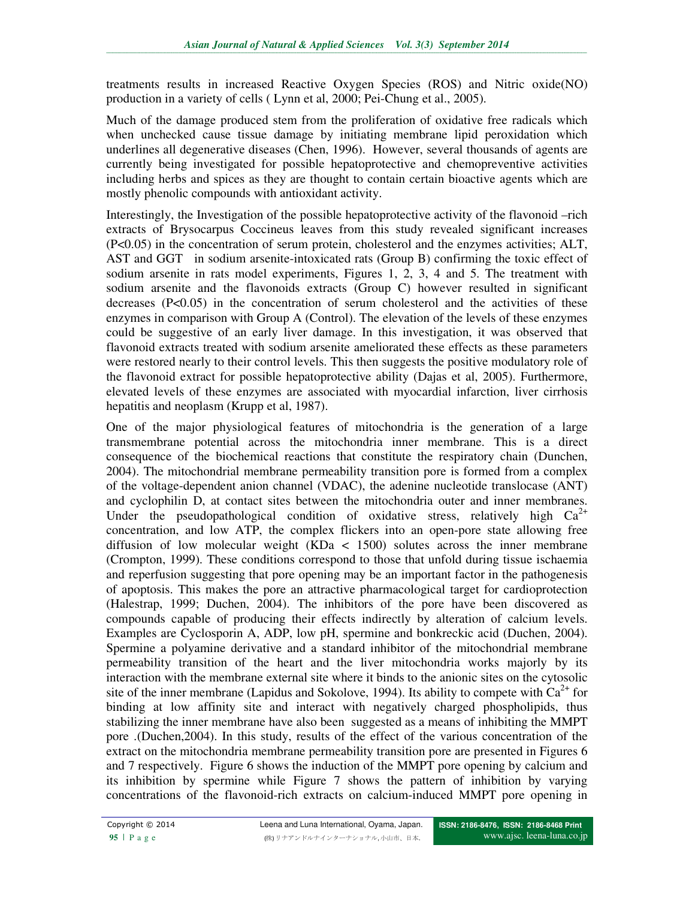treatments results in increased Reactive Oxygen Species (ROS) and Nitric oxide(NO) production in a variety of cells ( Lynn et al, 2000; Pei-Chung et al., 2005).

Much of the damage produced stem from the proliferation of oxidative free radicals which when unchecked cause tissue damage by initiating membrane lipid peroxidation which underlines all degenerative diseases (Chen, 1996). However, several thousands of agents are currently being investigated for possible hepatoprotective and chemopreventive activities including herbs and spices as they are thought to contain certain bioactive agents which are mostly phenolic compounds with antioxidant activity.

Interestingly, the Investigation of the possible hepatoprotective activity of the flavonoid –rich extracts of Brysocarpus Coccineus leaves from this study revealed significant increases ($P<0.05$) in the concentration of serum protein, cholesterol and the enzymes activities; ALT, AST and GGT in sodium arsenite-intoxicated rats (Group B) confirming the toxic effect of sodium arsenite in rats model experiments, Figures 1, 2, 3, 4 and 5. The treatment with sodium arsenite and the flavonoids extracts (Group C) however resulted in significant decreases ($P<0.05$) in the concentration of serum cholesterol and the activities of these enzymes in comparison with Group A (Control). The elevation of the levels of these enzymes could be suggestive of an early liver damage. In this investigation, it was observed that flavonoid extracts treated with sodium arsenite ameliorated these effects as these parameters were restored nearly to their control levels. This then suggests the positive modulatory role of the flavonoid extract for possible hepatoprotective ability (Dajas et al, 2005). Furthermore, elevated levels of these enzymes are associated with myocardial infarction, liver cirrhosis hepatitis and neoplasm (Krupp et al, 1987).

One of the major physiological features of mitochondria is the generation of a large transmembrane potential across the mitochondria inner membrane. This is a direct consequence of the biochemical reactions that constitute the respiratory chain (Dunchen, 2004). The mitochondrial membrane permeability transition pore is formed from a complex of the voltage-dependent anion channel (VDAC), the adenine nucleotide translocase (ANT) and cyclophilin D, at contact sites between the mitochondria outer and inner membranes. Under the pseudopathological condition of oxidative stress, relatively high $Ca^{2+}$ concentration, and low ATP, the complex flickers into an open-pore state allowing free diffusion of low molecular weight (KDa < 1500) solutes across the inner membrane (Crompton, 1999). These conditions correspond to those that unfold during tissue ischaemia and reperfusion suggesting that pore opening may be an important factor in the pathogenesis of apoptosis. This makes the pore an attractive pharmacological target for cardioprotection (Halestrap, 1999; Duchen, 2004). The inhibitors of the pore have been discovered as compounds capable of producing their effects indirectly by alteration of calcium levels. Examples are Cyclosporin A, ADP, low pH, spermine and bonkreckic acid (Duchen, 2004). Spermine a polyamine derivative and a standard inhibitor of the mitochondrial membrane permeability transition of the heart and the liver mitochondria works majorly by its interaction with the membrane external site where it binds to the anionic sites on the cytosolic site of the inner membrane (Lapidus and Sokolove, 1994). Its ability to compete with $Ca^{2+}$ for binding at low affinity site and interact with negatively charged phospholipids, thus stabilizing the inner membrane have also been suggested as a means of inhibiting the MMPT pore .(Duchen,2004). In this study, results of the effect of the various concentration of the extract on the mitochondria membrane permeability transition pore are presented in Figures 6 and 7 respectively. Figure 6 shows the induction of the MMPT pore opening by calcium and its inhibition by spermine while Figure 7 shows the pattern of inhibition by varying concentrations of the flavonoid-rich extracts on calcium-induced MMPT pore opening in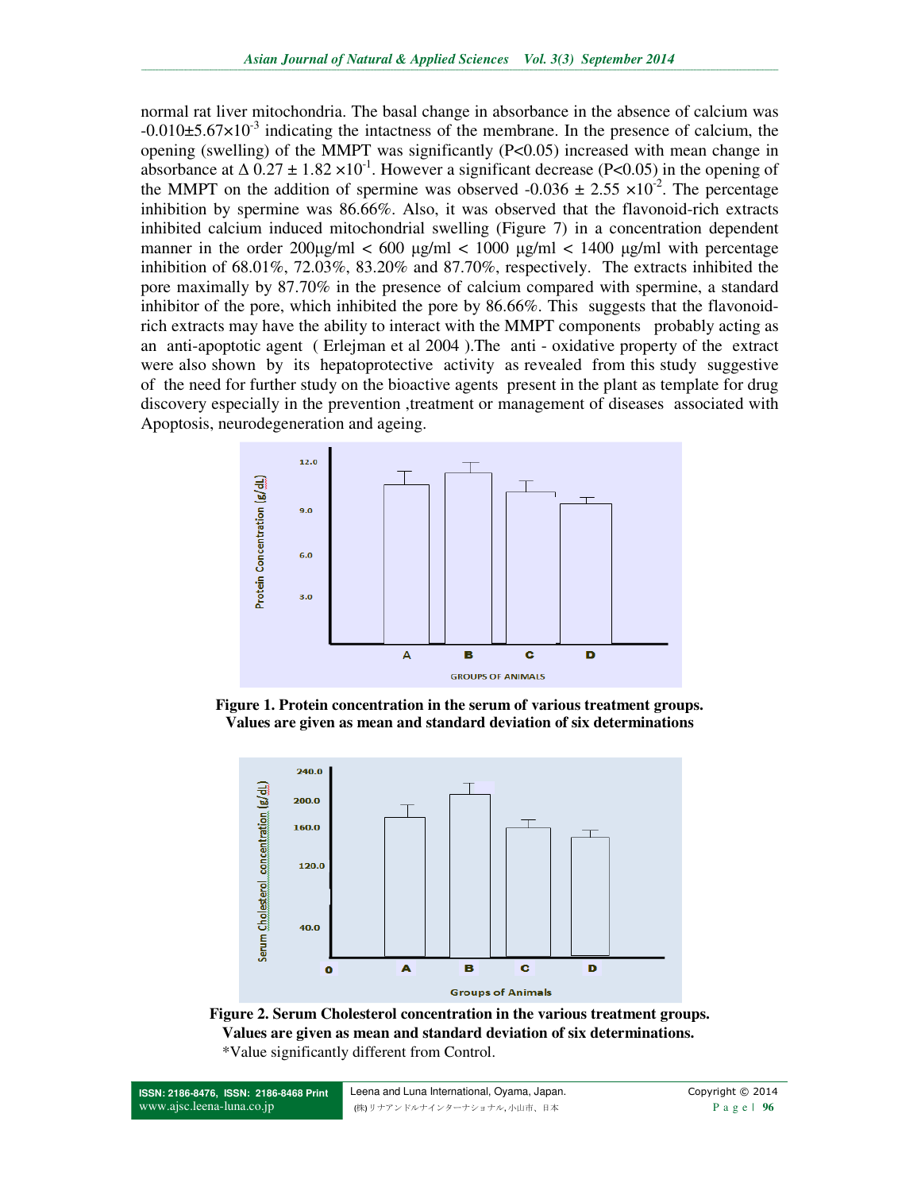normal rat liver mitochondria. The basal change in absorbance in the absence of calcium was $-0.010 \pm 5.67 \times 10^{-3}$ indicating the intactness of the membrane. In the presence of calcium, the opening (swelling) of the MMPT was significantly ($P<0.05$) increased with mean change in absorbance at $\Delta$ $0.27 \pm 1.82 \times 10^{-1}$. However a significant decrease ($P<0.05$) in the opening of the MMPT on the addition of spermine was observed $-0.036 \pm 2.55 \times 10^{-2}$. The percentage inhibition by spermine was 86.66%. Also, it was observed that the flavonoid-rich extracts inhibited calcium induced mitochondrial swelling (Figure 7) in a concentration dependent manner in the order 200µg/ml < 600 µg/ml < 1000 µg/ml < 1400 µg/ml with percentage inhibition of 68.01%, 72.03%, 83.20% and 87.70%, respectively. The extracts inhibited the pore maximally by 87.70% in the presence of calcium compared with spermine, a standard inhibitor of the pore, which inhibited the pore by 86.66%. This suggests that the flavonoid-rich extracts may have the ability to interact with the MMPT components probably acting as an anti-apoptotic agent ( Erlejman et al 2004 ).The anti - oxidative property of the extract were also shown by its hepatoprotective activity as revealed from this study suggestive of the need for further study on the bioactive agents present in the plant as template for drug discovery especially in the prevention ,treatment or management of diseases associated with Apoptosis, neurodegeneration and ageing.

**Figure 1. Protein concentration in the serum of various treatment groups. Values are given as mean and standard deviation of six determinations**

**Figure 2. Serum Cholesterol concentration in the various treatment groups. Values are given as mean and standard deviation of six determinations.**

*Value significantly different from Control.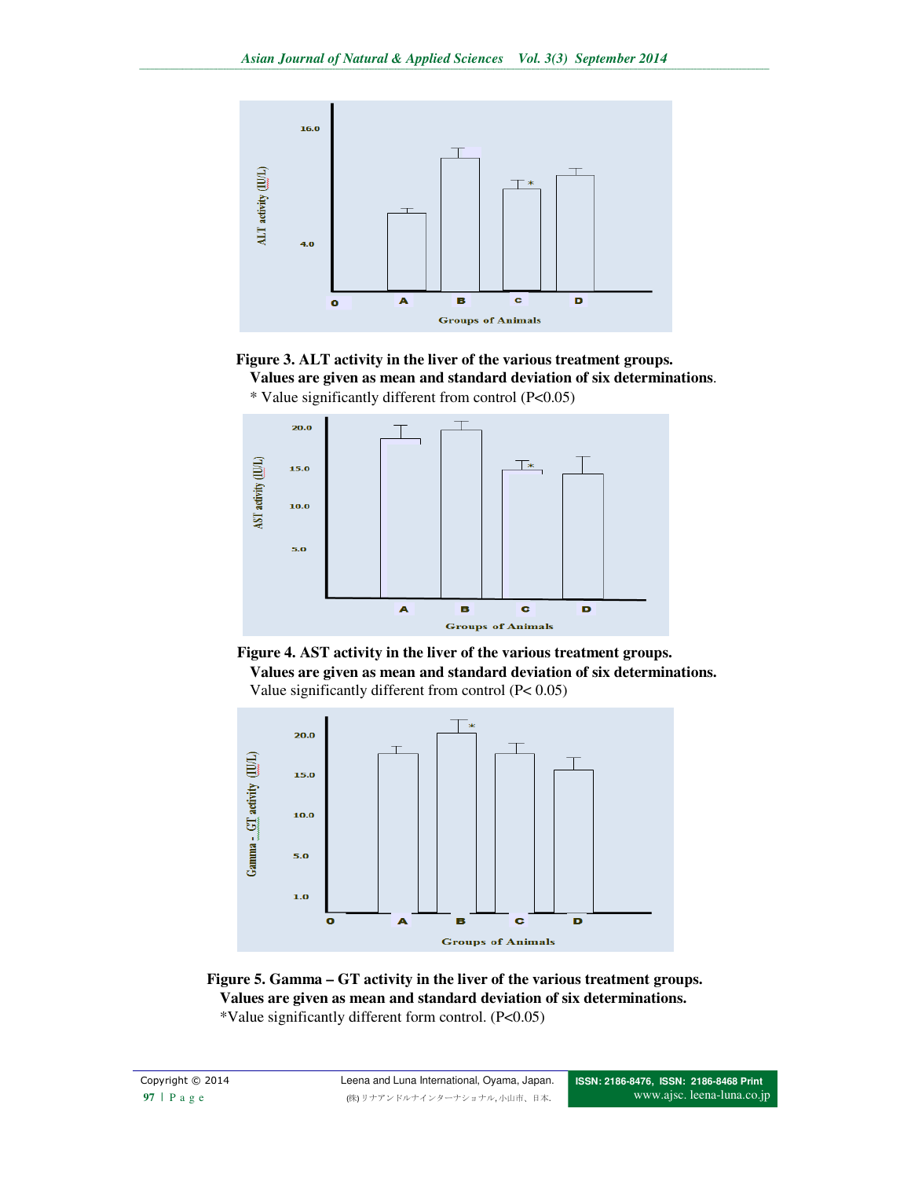**Figure 3. ALT activity in the liver of the various treatment groups.**
**Values are given as mean and standard deviation of six determinations**.
* Value significantly different from control (P<0.05)

**Figure 4. AST activity in the liver of the various treatment groups.**
**Values are given as mean and standard deviation of six determinations.**
Value significantly different from control (P< 0.05)

**Figure 5. Gamma – GT activity in the liver of the various treatment groups.**
**Values are given as mean and standard deviation of six determinations.**
*Value significantly different form control. (P<0.05)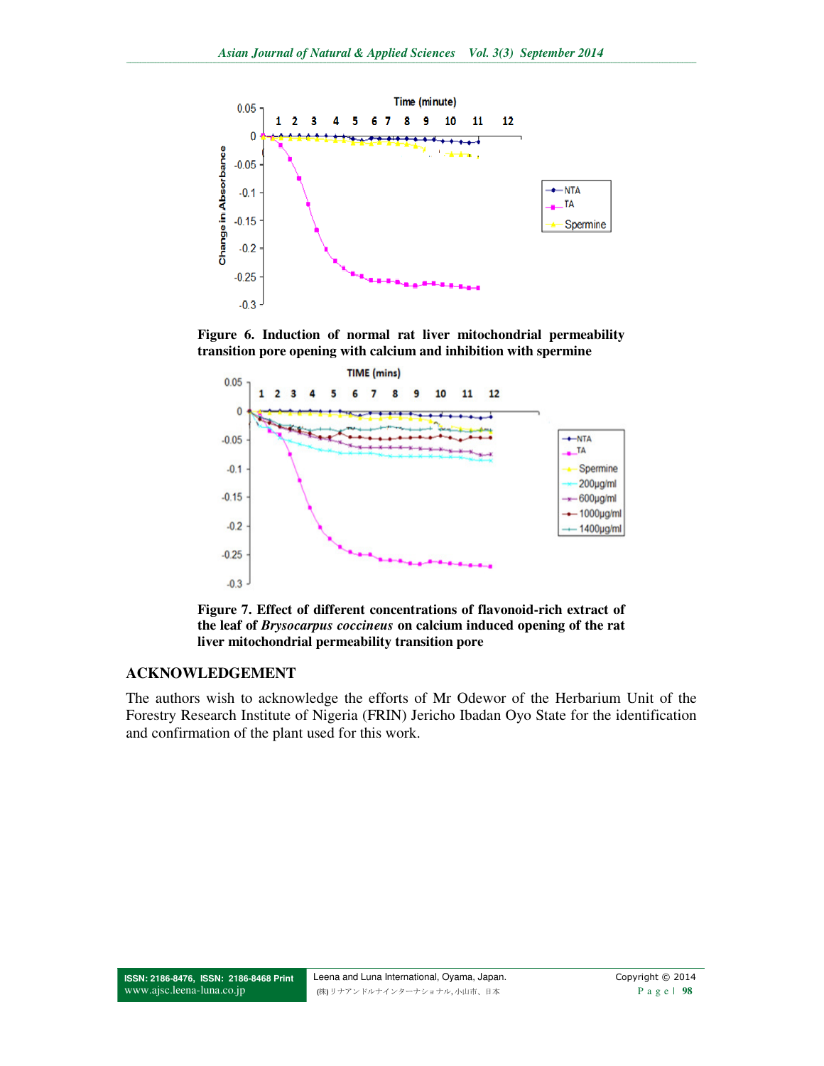**Figure 6. Induction of normal rat liver mitochondrial permeability transition pore opening with calcium and inhibition with spermine**

**Figure 7. Effect of different concentrations of flavonoid-rich extract of the leaf of *Brysocarpus coccineus* on calcium induced opening of the rat liver mitochondrial permeability transition pore**

## ACKNOWLEDGEMENT

The authors wish to acknowledge the efforts of Mr Odewor of the Herbarium Unit of the Forestry Research Institute of Nigeria (FRIN) Jericho Ibadan Oyo State for the identification and confirmation of the plant used for this work.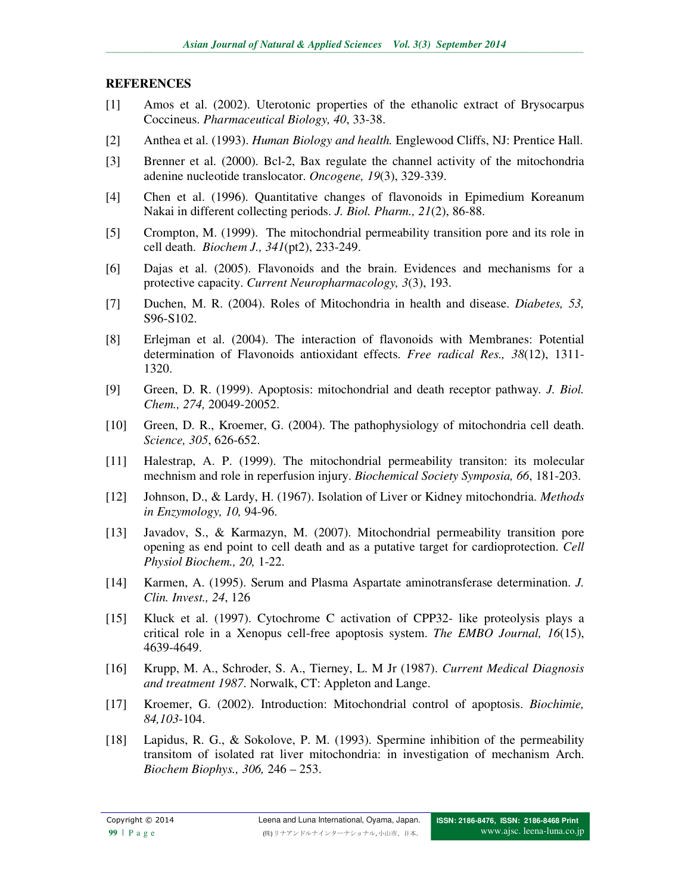## REFERENCES

[1] Amos et al. (2002). Uterotonic properties of the ethanolic extract of Brysocarpus Coccineus. *Pharmaceutical Biology, 40*, 33-38.

[2] Anthea et al. (1993). *Human Biology and health.* Englewood Cliffs, NJ: Prentice Hall.

[3] Brenner et al. (2000). Bcl-2, Bax regulate the channel activity of the mitochondria adenine nucleotide translocator. *Oncogene, 19*(3), 329-339.

[4] Chen et al. (1996). Quantitative changes of flavonoids in Epimedium Koreanum Nakai in different collecting periods. *J. Biol. Pharm., 21*(2), 86-88.

[5] Crompton, M. (1999). The mitochondrial permeability transition pore and its role in cell death. *Biochem J., 341*(pt2), 233-249.

[6] Dajas et al. (2005). Flavonoids and the brain. Evidences and mechanisms for a protective capacity. *Current Neuropharmacology, 3*(3), 193.

[7] Duchen, M. R. (2004). Roles of Mitochondria in health and disease. *Diabetes, 53,* S96-S102.

[8] Erlejman et al. (2004). The interaction of flavonoids with Membranes: Potential determination of Flavonoids antioxidant effects. *Free radical Res., 38*(12), 1311-1320.

[9] Green, D. R. (1999). Apoptosis: mitochondrial and death receptor pathway. *J. Biol. Chem., 274,* 20049-20052.

[10] Green, D. R., Kroemer, G. (2004). The pathophysiology of mitochondria cell death. *Science, 305*, 626-652.

[11] Halestrap, A. P. (1999). The mitochondrial permeability transiton: its molecular mechnism and role in reperfusion injury. *Biochemical Society Symposia, 66*, 181-203.

[12] Johnson, D., & Lardy, H. (1967). Isolation of Liver or Kidney mitochondria. *Methods in Enzymology, 10,* 94-96.

[13] Javadov, S., & Karmazyn, M. (2007). Mitochondrial permeability transition pore opening as end point to cell death and as a putative target for cardioprotection. *Cell Physiol Biochem., 20,* 1-22.

[14] Karmen, A. (1995). Serum and Plasma Aspartate aminotransferase determination. *J. Clin. Invest., 24*, 126

[15] Kluck et al. (1997). Cytochrome C activation of CPP32- like proteolysis plays a critical role in a Xenopus cell-free apoptosis system. *The EMBO Journal, 16*(15), 4639-4649.

[16] Krupp, M. A., Schroder, S. A., Tierney, L. M Jr (1987). *Current Medical Diagnosis and treatment 1987*. Norwalk, CT: Appleton and Lange.

[17] Kroemer, G. (2002). Introduction: Mitochondrial control of apoptosis. *Biochimie, 84,103*-104.

[18] Lapidus, R. G., & Sokolove, P. M. (1993). Spermine inhibition of the permeability transitom of isolated rat liver mitochondria: in investigation of mechanism Arch. *Biochem Biophys., 306,* 246 – 253.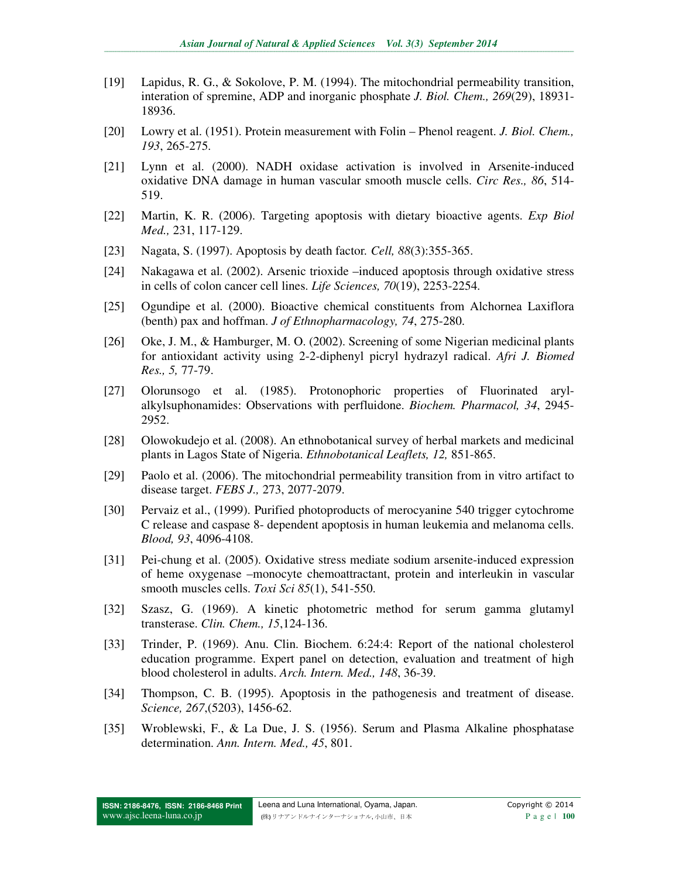[19] Lapidus, R. G., & Sokolove, P. M. (1994). The mitochondrial permeability transition, interation of spremine, ADP and inorganic phosphate *J. Biol. Chem., 269*(29), 18931-18936.

[20] Lowry et al. (1951). Protein measurement with Folin – Phenol reagent. *J. Biol. Chem., 193*, 265-275.

[21] Lynn et al. (2000). NADH oxidase activation is involved in Arsenite-induced oxidative DNA damage in human vascular smooth muscle cells. *Circ Res., 86*, 514-519.

[22] Martin, K. R. (2006). Targeting apoptosis with dietary bioactive agents. *Exp Biol Med.,* 231, 117-129.

[23] Nagata, S. (1997). Apoptosis by death factor. *Cell, 88*(3):355-365.

[24] Nakagawa et al. (2002). Arsenic trioxide –induced apoptosis through oxidative stress in cells of colon cancer cell lines. *Life Sciences, 70*(19), 2253-2254.

[25] Ogundipe et al. (2000). Bioactive chemical constituents from Alchornea Laxiflora (benth) pax and hoffman. *J of Ethnopharmacology, 74*, 275-280.

[26] Oke, J. M., & Hamburger, M. O. (2002). Screening of some Nigerian medicinal plants for antioxidant activity using 2-2-diphenyl picryl hydrazyl radical. *Afri J. Biomed Res., 5,* 77-79.

[27] Olorunsogo et al. (1985). Protonophoric properties of Fluorinated aryl-alkylsuphonamides: Observations with perfluidone. *Biochem. Pharmacol, 34*, 2945-2952.

[28] Olowokudejo et al. (2008). An ethnobotanical survey of herbal markets and medicinal plants in Lagos State of Nigeria. *Ethnobotanical Leaflets, 12,* 851-865.

[29] Paolo et al. (2006). The mitochondrial permeability transition from in vitro artifact to disease target. *FEBS J.,* 273, 2077-2079.

[30] Pervaiz et al., (1999). Purified photoproducts of merocyanine 540 trigger cytochrome C release and caspase 8- dependent apoptosis in human leukemia and melanoma cells. *Blood, 93*, 4096-4108.

[31] Pei-chung et al. (2005). Oxidative stress mediate sodium arsenite-induced expression of heme oxygenase –monocyte chemoattractant, protein and interleukin in vascular smooth muscles cells. *Toxi Sci 85*(1), 541-550.

[32] Szasz, G. (1969). A kinetic photometric method for serum gamma glutamyl transterase. *Clin. Chem., 15*,124-136.

[33] Trinder, P. (1969). Anu. Clin. Biochem. 6:24:4: Report of the national cholesterol education programme. Expert panel on detection, evaluation and treatment of high blood cholesterol in adults. *Arch. Intern. Med., 148*, 36-39.

[34] Thompson, C. B. (1995). Apoptosis in the pathogenesis and treatment of disease. *Science, 267*,(5203), 1456-62.

[35] Wroblewski, F., & La Due, J. S. (1956). Serum and Plasma Alkaline phosphatase determination. *Ann. Intern. Med., 45*, 801.